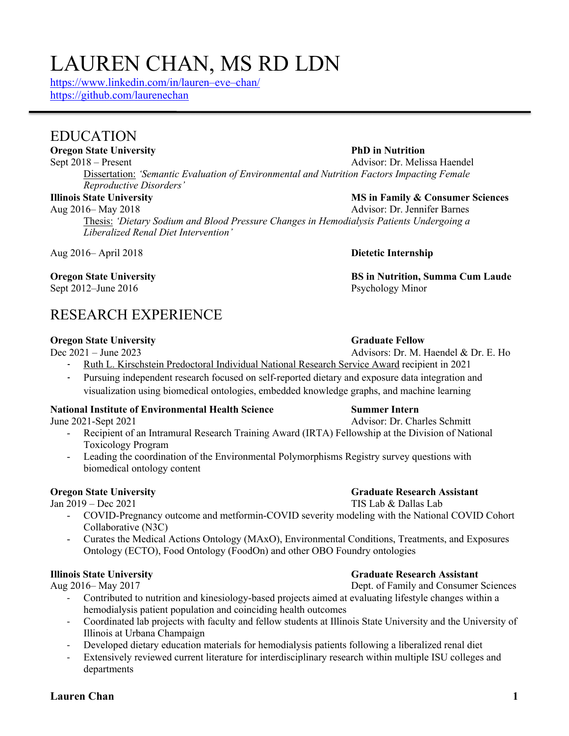# LAUREN CHAN, MS RD LDN

https://www.linkedin.com/in/lauren–eve–chan/
https://github.com/laurenechan

---

## EDUCATION

**Oregon State University** — **PhD in Nutrition**
Sept 2018 – Present — Advisor: Dr. Melissa Haendel

Dissertation: *'Semantic Evaluation of Environmental and Nutrition Factors Impacting Female Reproductive Disorders'*

**Illinois State University** — **MS in Family & Consumer Sciences**
Aug 2016– May 2018 — Advisor: Dr. Jennifer Barnes

Thesis: *'Dietary Sodium and Blood Pressure Changes in Hemodialysis Patients Undergoing a Liberalized Renal Diet Intervention'*

Aug 2016– April 2018 — **Dietetic Internship**

**Oregon State University** — **BS in Nutrition, Summa Cum Laude**
Sept 2012–June 2016 — Psychology Minor

## RESEARCH EXPERIENCE

**Oregon State University** — **Graduate Fellow**
Dec 2021 – June 2023 — Advisors: Dr. M. Haendel & Dr. E. Ho

- Ruth L. Kirschstein Predoctoral Individual National Research Service Award recipient in 2021
- Pursuing independent research focused on self-reported dietary and exposure data integration and visualization using biomedical ontologies, embedded knowledge graphs, and machine learning

**National Institute of Environmental Health Science** — **Summer Intern**
June 2021-Sept 2021 — Advisor: Dr. Charles Schmitt

- Recipient of an Intramural Research Training Award (IRTA) Fellowship at the Division of National Toxicology Program
- Leading the coordination of the Environmental Polymorphisms Registry survey questions with biomedical ontology content

**Oregon State University** — **Graduate Research Assistant**
Jan 2019 – Dec 2021 — TIS Lab & Dallas Lab

- COVID-Pregnancy outcome and metformin-COVID severity modeling with the National COVID Cohort Collaborative (N3C)
- Curates the Medical Actions Ontology (MAxO), Environmental Conditions, Treatments, and Exposures Ontology (ECTO), Food Ontology (FoodOn) and other OBO Foundry ontologies

**Illinois State University** — **Graduate Research Assistant**
Aug 2016– May 2017 — Dept. of Family and Consumer Sciences

- Contributed to nutrition and kinesiology-based projects aimed at evaluating lifestyle changes within a hemodialysis patient population and coinciding health outcomes
- Coordinated lab projects with faculty and fellow students at Illinois State University and the University of Illinois at Urbana Champaign
- Developed dietary education materials for hemodialysis patients following a liberalized renal diet
- Extensively reviewed current literature for interdisciplinary research within multiple ISU colleges and departments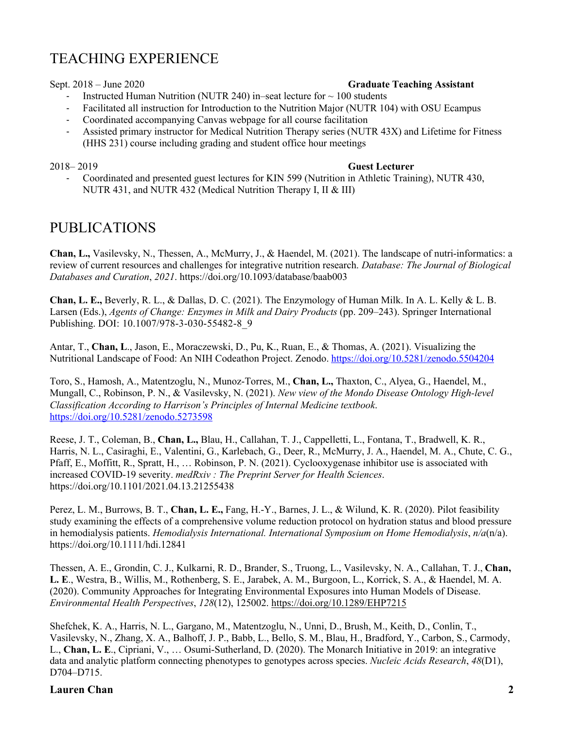# TEACHING EXPERIENCE

Sept. 2018 – June 2020 **Graduate Teaching Assistant**

- Instructed Human Nutrition (NUTR 240) in–seat lecture for ~ 100 students
- Facilitated all instruction for Introduction to the Nutrition Major (NUTR 104) with OSU Ecampus
- Coordinated accompanying Canvas webpage for all course facilitation
- Assisted primary instructor for Medical Nutrition Therapy series (NUTR 43X) and Lifetime for Fitness (HHS 231) course including grading and student office hour meetings

2018– 2019 **Guest Lecturer**

- Coordinated and presented guest lectures for KIN 599 (Nutrition in Athletic Training), NUTR 430, NUTR 431, and NUTR 432 (Medical Nutrition Therapy I, II & III)

# PUBLICATIONS

**Chan, L.,** Vasilevsky, N., Thessen, A., McMurry, J., & Haendel, M. (2021). The landscape of nutri-informatics: a review of current resources and challenges for integrative nutrition research. *Database: The Journal of Biological Databases and Curation*, *2021*. https://doi.org/10.1093/database/baab003

**Chan, L. E.,** Beverly, R. L., & Dallas, D. C. (2021). The Enzymology of Human Milk. In A. L. Kelly & L. B. Larsen (Eds.), *Agents of Change: Enzymes in Milk and Dairy Products* (pp. 209–243). Springer International Publishing. DOI: 10.1007/978-3-030-55482-8_9

Antar, T., **Chan, L**., Jason, E., Moraczewski, D., Pu, K., Ruan, E., & Thomas, A. (2021). Visualizing the Nutritional Landscape of Food: An NIH Codeathon Project. Zenodo. https://doi.org/10.5281/zenodo.5504204

Toro, S., Hamosh, A., Matentzoglu, N., Munoz-Torres, M., **Chan, L.,** Thaxton, C., Alyea, G., Haendel, M., Mungall, C., Robinson, P. N., & Vasilevsky, N. (2021). *New view of the Mondo Disease Ontology High-level Classification According to Harrison's Principles of Internal Medicine textbook*. https://doi.org/10.5281/zenodo.5273598

Reese, J. T., Coleman, B., **Chan, L.,** Blau, H., Callahan, T. J., Cappelletti, L., Fontana, T., Bradwell, K. R., Harris, N. L., Casiraghi, E., Valentini, G., Karlebach, G., Deer, R., McMurry, J. A., Haendel, M. A., Chute, C. G., Pfaff, E., Moffitt, R., Spratt, H., … Robinson, P. N. (2021). Cyclooxygenase inhibitor use is associated with increased COVID-19 severity. *medRxiv : The Preprint Server for Health Sciences*. https://doi.org/10.1101/2021.04.13.21255438

Perez, L. M., Burrows, B. T., **Chan, L. E.,** Fang, H.-Y., Barnes, J. L., & Wilund, K. R. (2020). Pilot feasibility study examining the effects of a comprehensive volume reduction protocol on hydration status and blood pressure in hemodialysis patients. *Hemodialysis International. International Symposium on Home Hemodialysis*, *n/a*(n/a). https://doi.org/10.1111/hdi.12841

Thessen, A. E., Grondin, C. J., Kulkarni, R. D., Brander, S., Truong, L., Vasilevsky, N. A., Callahan, T. J., **Chan, L. E**., Westra, B., Willis, M., Rothenberg, S. E., Jarabek, A. M., Burgoon, L., Korrick, S. A., & Haendel, M. A. (2020). Community Approaches for Integrating Environmental Exposures into Human Models of Disease. *Environmental Health Perspectives*, *128*(12), 125002. https://doi.org/10.1289/EHP7215

Shefchek, K. A., Harris, N. L., Gargano, M., Matentzoglu, N., Unni, D., Brush, M., Keith, D., Conlin, T., Vasilevsky, N., Zhang, X. A., Balhoff, J. P., Babb, L., Bello, S. M., Blau, H., Bradford, Y., Carbon, S., Carmody, L., **Chan, L. E**., Cipriani, V., … Osumi-Sutherland, D. (2020). The Monarch Initiative in 2019: an integrative data and analytic platform connecting phenotypes to genotypes across species. *Nucleic Acids Research*, *48*(D1), D704–D715.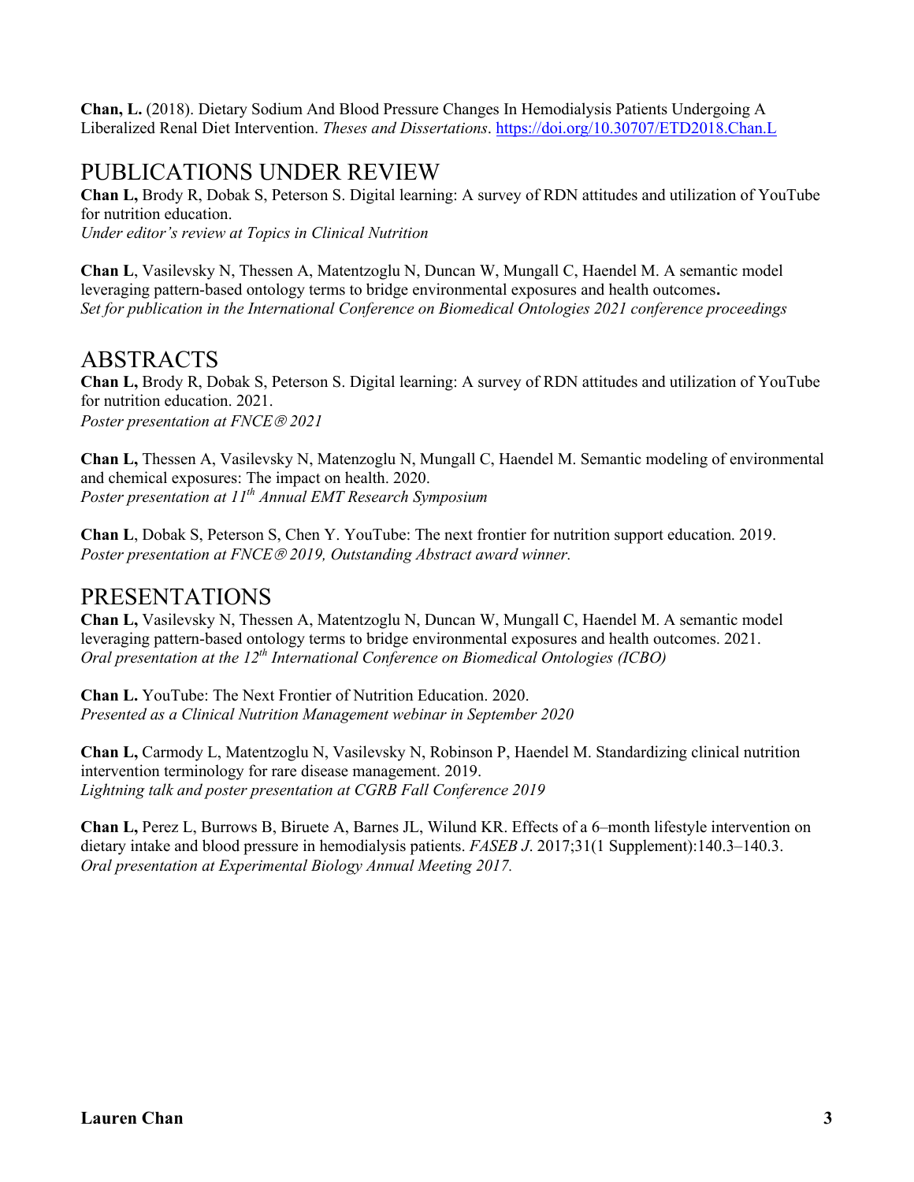**Chan, L.** (2018). Dietary Sodium And Blood Pressure Changes In Hemodialysis Patients Undergoing A Liberalized Renal Diet Intervention. *Theses and Dissertations*. https://doi.org/10.30707/ETD2018.Chan.L

# PUBLICATIONS UNDER REVIEW

**Chan L,** Brody R, Dobak S, Peterson S. Digital learning: A survey of RDN attitudes and utilization of YouTube for nutrition education.
*Under editor's review at Topics in Clinical Nutrition*

**Chan L**, Vasilevsky N, Thessen A, Matentzoglu N, Duncan W, Mungall C, Haendel M. A semantic model leveraging pattern-based ontology terms to bridge environmental exposures and health outcomes**.**
*Set for publication in the International Conference on Biomedical Ontologies 2021 conference proceedings*

# ABSTRACTS

**Chan L,** Brody R, Dobak S, Peterson S. Digital learning: A survey of RDN attitudes and utilization of YouTube for nutrition education. 2021.
*Poster presentation at FNCE® 2021*

**Chan L,** Thessen A, Vasilevsky N, Matenzoglu N, Mungall C, Haendel M. Semantic modeling of environmental and chemical exposures: The impact on health. 2020.
*Poster presentation at 11th Annual EMT Research Symposium*

**Chan L**, Dobak S, Peterson S, Chen Y. YouTube: The next frontier for nutrition support education. 2019.
*Poster presentation at FNCE® 2019, Outstanding Abstract award winner.*

# PRESENTATIONS

**Chan L,** Vasilevsky N, Thessen A, Matentzoglu N, Duncan W, Mungall C, Haendel M. A semantic model leveraging pattern-based ontology terms to bridge environmental exposures and health outcomes. 2021.
*Oral presentation at the 12th International Conference on Biomedical Ontologies (ICBO)*

**Chan L.** YouTube: The Next Frontier of Nutrition Education. 2020.
*Presented as a Clinical Nutrition Management webinar in September 2020*

**Chan L,** Carmody L, Matentzoglu N, Vasilevsky N, Robinson P, Haendel M. Standardizing clinical nutrition intervention terminology for rare disease management. 2019.
*Lightning talk and poster presentation at CGRB Fall Conference 2019*

**Chan L,** Perez L, Burrows B, Biruete A, Barnes JL, Wilund KR. Effects of a 6–month lifestyle intervention on dietary intake and blood pressure in hemodialysis patients. *FASEB J*. 2017;31(1 Supplement):140.3–140.3.
*Oral presentation at Experimental Biology Annual Meeting 2017.*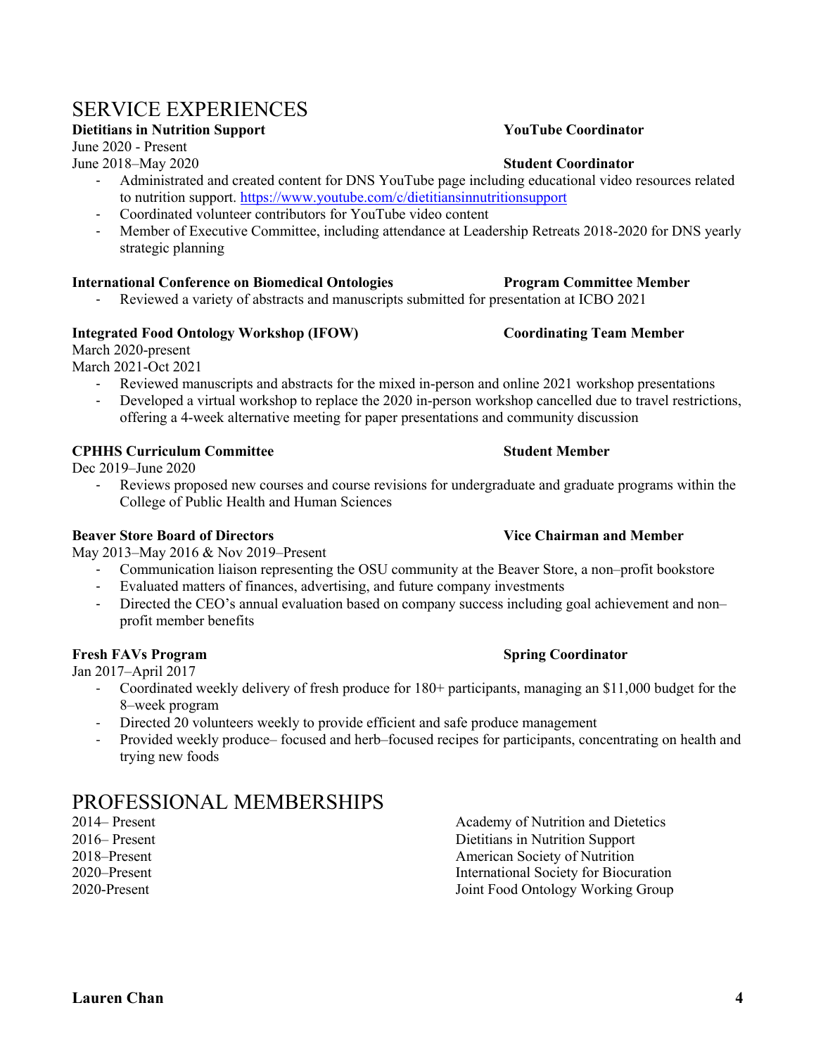## SERVICE EXPERIENCES

**Dietitians in Nutrition Support** **YouTube Coordinator**
June 2020 - Present
June 2018–May 2020 **Student Coordinator**

- Administrated and created content for DNS YouTube page including educational video resources related to nutrition support. https://www.youtube.com/c/dietitiansinnutritionsupport
- Coordinated volunteer contributors for YouTube video content
- Member of Executive Committee, including attendance at Leadership Retreats 2018-2020 for DNS yearly strategic planning

**International Conference on Biomedical Ontologies** **Program Committee Member**

- Reviewed a variety of abstracts and manuscripts submitted for presentation at ICBO 2021

**Integrated Food Ontology Workshop (IFOW)** **Coordinating Team Member**
March 2020-present
March 2021-Oct 2021

- Reviewed manuscripts and abstracts for the mixed in-person and online 2021 workshop presentations
- Developed a virtual workshop to replace the 2020 in-person workshop cancelled due to travel restrictions, offering a 4-week alternative meeting for paper presentations and community discussion

**CPHHS Curriculum Committee** **Student Member**
Dec 2019–June 2020

- Reviews proposed new courses and course revisions for undergraduate and graduate programs within the College of Public Health and Human Sciences

**Beaver Store Board of Directors** **Vice Chairman and Member**
May 2013–May 2016 & Nov 2019–Present

- Communication liaison representing the OSU community at the Beaver Store, a non–profit bookstore
- Evaluated matters of finances, advertising, and future company investments
- Directed the CEO's annual evaluation based on company success including goal achievement and non–profit member benefits

**Fresh FAVs Program** **Spring Coordinator**
Jan 2017–April 2017

- Coordinated weekly delivery of fresh produce for 180+ participants, managing an $11,000 budget for the 8–week program
- Directed 20 volunteers weekly to provide efficient and safe produce management
- Provided weekly produce– focused and herb–focused recipes for participants, concentrating on health and trying new foods

## PROFESSIONAL MEMBERSHIPS

2014– Present — Academy of Nutrition and Dietetics
2016– Present — Dietitians in Nutrition Support
2018–Present — American Society of Nutrition
2020–Present — International Society for Biocuration
2020-Present — Joint Food Ontology Working Group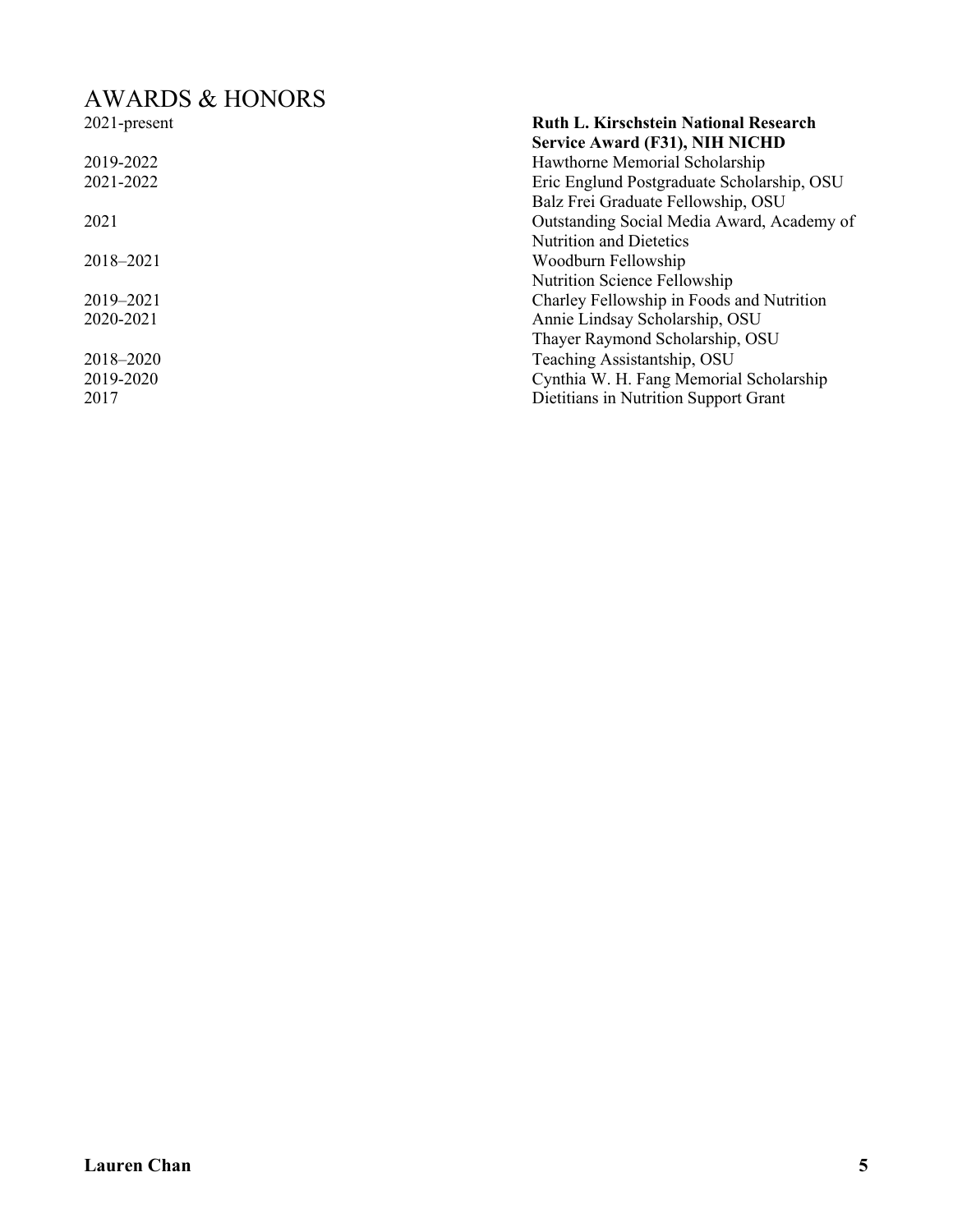# AWARDS & HONORS

| | |
|---|---|
| 2021-present | **Ruth L. Kirschstein National Research Service Award (F31), NIH NICHD** |
| 2019-2022 | Hawthorne Memorial Scholarship |
| 2021-2022 | Eric Englund Postgraduate Scholarship, OSU |
| | Balz Frei Graduate Fellowship, OSU |
| 2021 | Outstanding Social Media Award, Academy of Nutrition and Dietetics |
| 2018–2021 | Woodburn Fellowship |
| | Nutrition Science Fellowship |
| 2019–2021 | Charley Fellowship in Foods and Nutrition |
| 2020-2021 | Annie Lindsay Scholarship, OSU |
| | Thayer Raymond Scholarship, OSU |
| 2018–2020 | Teaching Assistantship, OSU |
| 2019-2020 | Cynthia W. H. Fang Memorial Scholarship |
| 2017 | Dietitians in Nutrition Support Grant |